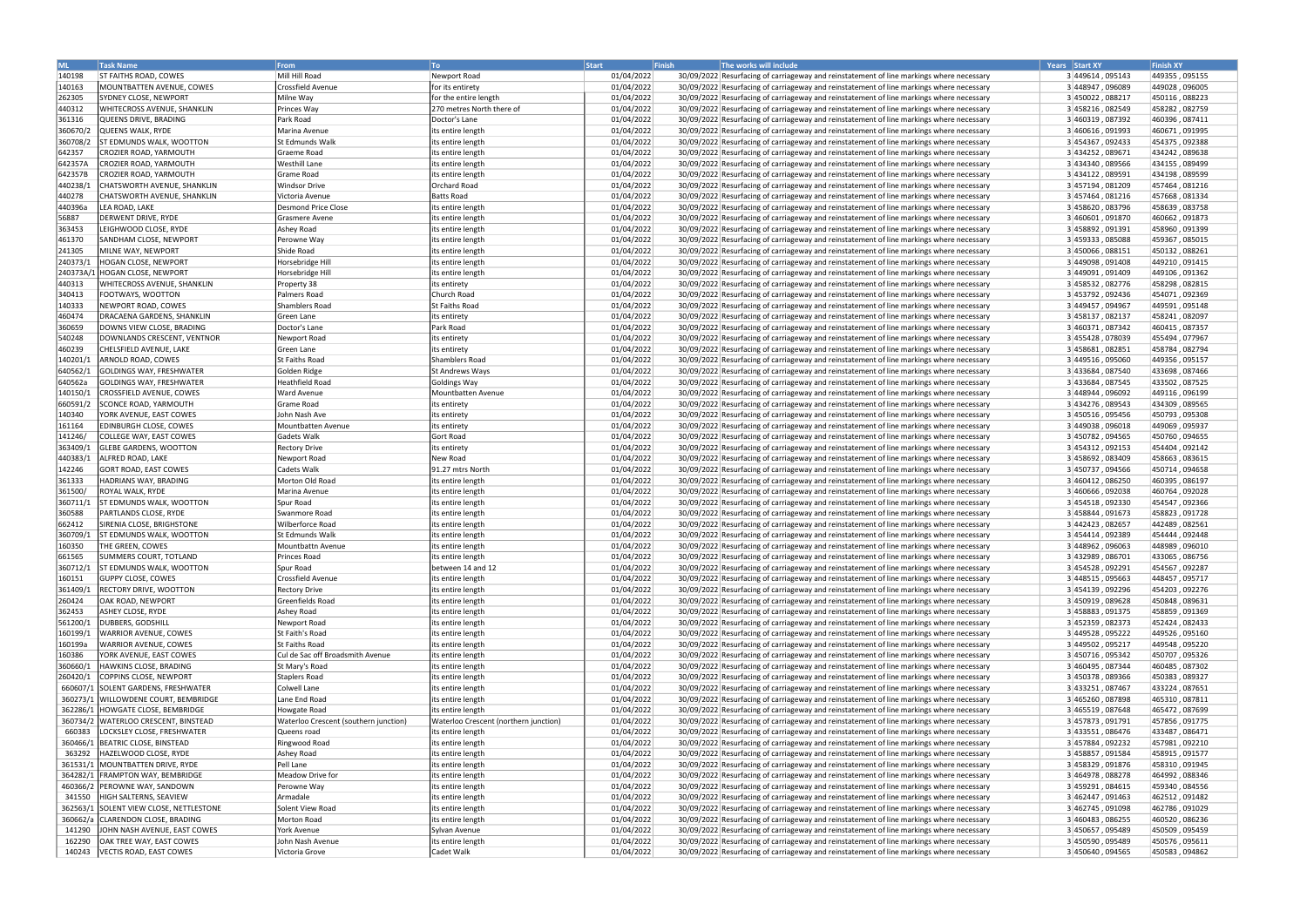| ML | Task Name | From | To | Start | Finish | The works will include | Years | Start XY | Finish XY |
|---|---|---|---|---|---|---|---|---|---|
| 140198 | ST FAITHS ROAD, COWES | Mill Hill Road | Newport Road | 01/04/2022 | 30/09/2022 | Resurfacing of carriageway and reinstatement of line markings where necessary | 3 | 449614 , 095143 | 449355 , 095155 |
| 140163 | MOUNTBATTEN AVENUE, COWES | Crossfield Avenue | for its entirety | 01/04/2022 | 30/09/2022 | Resurfacing of carriageway and reinstatement of line markings where necessary | 3 | 448947 , 096089 | 449028 , 096005 |
| 262305 | SYDNEY CLOSE, NEWPORT | Milne Way | for the entire length | 01/04/2022 | 30/09/2022 | Resurfacing of carriageway and reinstatement of line markings where necessary | 3 | 450022 , 088217 | 450116 , 088223 |
| 440312 | WHITECROSS AVENUE, SHANKLIN | Princes Way | 270 metres North there of | 01/04/2022 | 30/09/2022 | Resurfacing of carriageway and reinstatement of line markings where necessary | 3 | 458216 , 082549 | 458282 , 082759 |
| 361316 | QUEENS DRIVE, BRADING | Park Road | Doctor's Lane | 01/04/2022 | 30/09/2022 | Resurfacing of carriageway and reinstatement of line markings where necessary | 3 | 460319 , 087392 | 460396 , 087411 |
| 360670/2 | QUEENS WALK, RYDE | Marina Avenue | its entire length | 01/04/2022 | 30/09/2022 | Resurfacing of carriageway and reinstatement of line markings where necessary | 3 | 460616 , 091993 | 460671 , 091995 |
| 360708/2 | ST EDMUNDS WALK, WOOTTON | St Edmunds Walk | its entire length | 01/04/2022 | 30/09/2022 | Resurfacing of carriageway and reinstatement of line markings where necessary | 3 | 454367 , 092433 | 454375 , 092388 |
| 642357 | CROZIER ROAD, YARMOUTH | Graeme Road | its entire length | 01/04/2022 | 30/09/2022 | Resurfacing of carriageway and reinstatement of line markings where necessary | 3 | 434252 , 089671 | 434242 , 089638 |
| 642357A | CROZIER ROAD, YARMOUTH | Westhill Lane | its entire length | 01/04/2022 | 30/09/2022 | Resurfacing of carriageway and reinstatement of line markings where necessary | 3 | 434340 , 089566 | 434155 , 089499 |
| 642357B | CROZIER ROAD, YARMOUTH | Grame Road | its entire length | 01/04/2022 | 30/09/2022 | Resurfacing of carriageway and reinstatement of line markings where necessary | 3 | 434122 , 089591 | 434198 , 089599 |
| 440238/1 | CHATSWORTH AVENUE, SHANKLIN | Windsor Drive | Orchard Road | 01/04/2022 | 30/09/2022 | Resurfacing of carriageway and reinstatement of line markings where necessary | 3 | 457194 , 081209 | 457464 , 081216 |
| 440278 | CHATSWORTH AVENUE, SHANKLIN | Victoria Avenue | Batts Road | 01/04/2022 | 30/09/2022 | Resurfacing of carriageway and reinstatement of line markings where necessary | 3 | 457464 , 081216 | 457668 , 081334 |
| 440396a | LEA ROAD, LAKE | Desmond Price Close | its entire length | 01/04/2022 | 30/09/2022 | Resurfacing of carriageway and reinstatement of line markings where necessary | 3 | 458620 , 083796 | 458639 , 083758 |
| 56887 | DERWENT DRIVE, RYDE | Grasmere Avene | its entire length | 01/04/2022 | 30/09/2022 | Resurfacing of carriageway and reinstatement of line markings where necessary | 3 | 460601 , 091870 | 460662 , 091873 |
| 363453 | LEIGHWOOD CLOSE, RYDE | Ashey Road | its entire length | 01/04/2022 | 30/09/2022 | Resurfacing of carriageway and reinstatement of line markings where necessary | 3 | 458892 , 091391 | 458960 , 091399 |
| 461370 | SANDHAM CLOSE, NEWPORT | Perowne Way | its entire length | 01/04/2022 | 30/09/2022 | Resurfacing of carriageway and reinstatement of line markings where necessary | 3 | 459333 , 085088 | 459367 , 085015 |
| 241305 | MILNE WAY, NEWPORT | Shide Road | its entire length | 01/04/2022 | 30/09/2022 | Resurfacing of carriageway and reinstatement of line markings where necessary | 3 | 450066 , 088151 | 450132 , 088261 |
| 240373/1 | HOGAN CLOSE, NEWPORT | Horsebridge Hill | its entire length | 01/04/2022 | 30/09/2022 | Resurfacing of carriageway and reinstatement of line markings where necessary | 3 | 449098 , 091408 | 449210 , 091415 |
| 240373A/1 | HOGAN CLOSE, NEWPORT | Horsebridge Hill | its entire length | 01/04/2022 | 30/09/2022 | Resurfacing of carriageway and reinstatement of line markings where necessary | 3 | 449091 , 091409 | 449106 , 091362 |
| 440313 | WHITECROSS AVENUE, SHANKLIN | Property 38 | its entirety | 01/04/2022 | 30/09/2022 | Resurfacing of carriageway and reinstatement of line markings where necessary | 3 | 458532 , 082776 | 458298 , 082815 |
| 340413 | FOOTWAYS, WOOTTON | Palmers Road | Church Road | 01/04/2022 | 30/09/2022 | Resurfacing of carriageway and reinstatement of line markings where necessary | 3 | 453792 , 092436 | 454071 , 092369 |
| 140333 | NEWPORT ROAD, COWES | Shamblers Road | St Faiths Road | 01/04/2022 | 30/09/2022 | Resurfacing of carriageway and reinstatement of line markings where necessary | 3 | 449457 , 094967 | 449591 , 095148 |
| 460474 | DRACAENA GARDENS, SHANKLIN | Green Lane | its entirety | 01/04/2022 | 30/09/2022 | Resurfacing of carriageway and reinstatement of line markings where necessary | 3 | 458137 , 082137 | 458241 , 082097 |
| 360659 | DOWNS VIEW CLOSE, BRADING | Doctor's Lane | Park Road | 01/04/2022 | 30/09/2022 | Resurfacing of carriageway and reinstatement of line markings where necessary | 3 | 460371 , 087342 | 460415 , 087357 |
| 540248 | DOWNLANDS CRESCENT, VENTNOR | Newport Road | its entirety | 01/04/2022 | 30/09/2022 | Resurfacing of carriageway and reinstatement of line markings where necessary | 3 | 455428 , 078039 | 455494 , 077967 |
| 460239 | CHELSFIELD AVENUE, LAKE | Green Lane | its entirety | 01/04/2022 | 30/09/2022 | Resurfacing of carriageway and reinstatement of line markings where necessary | 3 | 458681 , 082851 | 458784 , 082794 |
| 140201/1 | ARNOLD ROAD, COWES | St Faiths Road | Shamblers Road | 01/04/2022 | 30/09/2022 | Resurfacing of carriageway and reinstatement of line markings where necessary | 3 | 449516 , 095060 | 449356 , 095157 |
| 640562/1 | GOLDINGS WAY, FRESHWATER | Golden Ridge | St Andrews Ways | 01/04/2022 | 30/09/2022 | Resurfacing of carriageway and reinstatement of line markings where necessary | 3 | 433684 , 087540 | 433698 , 087466 |
| 640562a | GOLDINGS WAY, FRESHWATER | Heathfield Road | Goldings Way | 01/04/2022 | 30/09/2022 | Resurfacing of carriageway and reinstatement of line markings where necessary | 3 | 433684 , 087545 | 433502 , 087525 |
| 140150/1 | CROSSFIELD AVENUE, COWES | Ward Avenue | Mountbatten Avenue | 01/04/2022 | 30/09/2022 | Resurfacing of carriageway and reinstatement of line markings where necessary | 3 | 448944 , 096092 | 449116 , 096199 |
| 660591/2 | SCONCE ROAD, YARMOUTH | Grame Road | its entirety | 01/04/2022 | 30/09/2022 | Resurfacing of carriageway and reinstatement of line markings where necessary | 3 | 434276 , 089543 | 434309 , 089565 |
| 140340 | YORK AVENUE, EAST COWES | John Nash Ave | its entirety | 01/04/2022 | 30/09/2022 | Resurfacing of carriageway and reinstatement of line markings where necessary | 3 | 450516 , 095456 | 450793 , 095308 |
| 161164 | EDINBURGH CLOSE, COWES | Mountbatten Avenue | its entirety | 01/04/2022 | 30/09/2022 | Resurfacing of carriageway and reinstatement of line markings where necessary | 3 | 449038 , 096018 | 449069 , 095937 |
| 141246/ | COLLEGE WAY, EAST COWES | Gadets Walk | Gort Road | 01/04/2022 | 30/09/2022 | Resurfacing of carriageway and reinstatement of line markings where necessary | 3 | 450782 , 094565 | 450760 , 094655 |
| 363409/1 | GLEBE GARDENS, WOOTTON | Rectory Drive | its entirety | 01/04/2022 | 30/09/2022 | Resurfacing of carriageway and reinstatement of line markings where necessary | 3 | 454312 , 092153 | 454404 , 092142 |
| 440383/1 | ALFRED ROAD, LAKE | Newport Road | New Road | 01/04/2022 | 30/09/2022 | Resurfacing of carriageway and reinstatement of line markings where necessary | 3 | 458692 , 083409 | 458663 , 083615 |
| 142246 | GORT ROAD, EAST COWES | Cadets Walk | 91.27 mtrs North | 01/04/2022 | 30/09/2022 | Resurfacing of carriageway and reinstatement of line markings where necessary | 3 | 450737 , 094566 | 450714 , 094658 |
| 361333 | HADRIANS WAY, BRADING | Morton Old Road | its entire length | 01/04/2022 | 30/09/2022 | Resurfacing of carriageway and reinstatement of line markings where necessary | 3 | 460412 , 086250 | 460395 , 086197 |
| 361500/ | ROYAL WALK, RYDE | Marina Avenue | its entire length | 01/04/2022 | 30/09/2022 | Resurfacing of carriageway and reinstatement of line markings where necessary | 3 | 460666 , 092038 | 460764 , 092028 |
| 360711/1 | ST EDMUNDS WALK, WOOTTON | Spur Road | its entire length | 01/04/2022 | 30/09/2022 | Resurfacing of carriageway and reinstatement of line markings where necessary | 3 | 454518 , 092330 | 454547 , 092366 |
| 360588 | PARTLANDS CLOSE, RYDE | Swanmore Road | its entire length | 01/04/2022 | 30/09/2022 | Resurfacing of carriageway and reinstatement of line markings where necessary | 3 | 458844 , 091673 | 458823 , 091728 |
| 662412 | SIRENIA CLOSE, BRIGHSTONE | Wilberforce Road | its entire length | 01/04/2022 | 30/09/2022 | Resurfacing of carriageway and reinstatement of line markings where necessary | 3 | 442423 , 082657 | 442489 , 082561 |
| 360709/1 | ST EDMUNDS WALK, WOOTTON | St Edmunds Walk | its entire length | 01/04/2022 | 30/09/2022 | Resurfacing of carriageway and reinstatement of line markings where necessary | 3 | 454414 , 092389 | 454444 , 092448 |
| 160350 | THE GREEN, COWES | Mountbattn Avenue | its entire length | 01/04/2022 | 30/09/2022 | Resurfacing of carriageway and reinstatement of line markings where necessary | 3 | 448962 , 096063 | 448989 , 096010 |
| 661565 | SUMMERS COURT, TOTLAND | Princes Road | its entire length | 01/04/2022 | 30/09/2022 | Resurfacing of carriageway and reinstatement of line markings where necessary | 3 | 432989 , 086701 | 433065 , 086756 |
| 360712/1 | ST EDMUNDS WALK, WOOTTON | Spur Road | between 14 and 12 | 01/04/2022 | 30/09/2022 | Resurfacing of carriageway and reinstatement of line markings where necessary | 3 | 454528 , 092291 | 454567 , 092287 |
| 160151 | GUPPY CLOSE, COWES | Crossfield Avenue | its entire length | 01/04/2022 | 30/09/2022 | Resurfacing of carriageway and reinstatement of line markings where necessary | 3 | 448515 , 095663 | 448457 , 095717 |
| 361409/1 | RECTORY DRIVE, WOOTTON | Rectory Drive | its entire length | 01/04/2022 | 30/09/2022 | Resurfacing of carriageway and reinstatement of line markings where necessary | 3 | 454139 , 092296 | 454203 , 092276 |
| 260424 | OAK ROAD, NEWPORT | Greenfields Road | its entire length | 01/04/2022 | 30/09/2022 | Resurfacing of carriageway and reinstatement of line markings where necessary | 3 | 450919 , 089628 | 450848 , 089631 |
| 362453 | ASHEY CLOSE, RYDE | Ashey Road | its entire length | 01/04/2022 | 30/09/2022 | Resurfacing of carriageway and reinstatement of line markings where necessary | 3 | 458883 , 091375 | 458859 , 091369 |
| 561200/1 | DUBBERS, GODSHILL | Newport Road | its entire length | 01/04/2022 | 30/09/2022 | Resurfacing of carriageway and reinstatement of line markings where necessary | 3 | 452359 , 082373 | 452424 , 082433 |
| 160199/1 | WARRIOR AVENUE, COWES | St Faith's Road | its entire length | 01/04/2022 | 30/09/2022 | Resurfacing of carriageway and reinstatement of line markings where necessary | 3 | 449528 , 095222 | 449526 , 095160 |
| 160199a | WARRIOR AVENUE, COWES | St Faiths Road | its entire length | 01/04/2022 | 30/09/2022 | Resurfacing of carriageway and reinstatement of line markings where necessary | 3 | 449502 , 095217 | 449548 , 095220 |
| 160386 | YORK AVENUE, EAST COWES | Cul de Sac off Broadsmith Avenue | its entire length | 01/04/2022 | 30/09/2022 | Resurfacing of carriageway and reinstatement of line markings where necessary | 3 | 450716 , 095342 | 450707 , 095326 |
| 360660/1 | HAWKINS CLOSE, BRADING | St Mary's Road | its entire length | 01/04/2022 | 30/09/2022 | Resurfacing of carriageway and reinstatement of line markings where necessary | 3 | 460495 , 087344 | 460485 , 087302 |
| 260420/1 | COPPINS CLOSE, NEWPORT | Staplers Road | its entire length | 01/04/2022 | 30/09/2022 | Resurfacing of carriageway and reinstatement of line markings where necessary | 3 | 450378 , 089366 | 450383 , 089327 |
| 660607/1 | SOLENT GARDENS, FRESHWATER | Colwell Lane | its entire length | 01/04/2022 | 30/09/2022 | Resurfacing of carriageway and reinstatement of line markings where necessary | 3 | 433251 , 087467 | 433224 , 087651 |
| 360273/1 | WILLOWDENE COURT, BEMBRIDGE | Lane End Road | its entire length | 01/04/2022 | 30/09/2022 | Resurfacing of carriageway and reinstatement of line markings where necessary | 3 | 465260 , 087898 | 465310 , 087811 |
| 362286/1 | HOWGATE CLOSE, BEMBRIDGE | Howgate Road | its entire length | 01/04/2022 | 30/09/2022 | Resurfacing of carriageway and reinstatement of line markings where necessary | 3 | 465519 , 087648 | 465472 , 087699 |
| 360734/2 | WATERLOO CRESCENT, BINSTEAD | Waterloo Crescent (southern junction) | Waterloo Crescent (northern junction) | 01/04/2022 | 30/09/2022 | Resurfacing of carriageway and reinstatement of line markings where necessary | 3 | 457873 , 091791 | 457856 , 091775 |
| 660383 | LOCKSLEY CLOSE, FRESHWATER | Queens Road | its entire length | 01/04/2022 | 30/09/2022 | Resurfacing of carriageway and reinstatement of line markings where necessary | 3 | 433551 , 086476 | 433487 , 086471 |
| 360466/1 | BEATRIC CLOSE, BINSTEAD | Ringwood Road | its entire length | 01/04/2022 | 30/09/2022 | Resurfacing of carriageway and reinstatement of line markings where necessary | 3 | 457884 , 092232 | 457981 , 092210 |
| 363292 | HAZELWOOD CLOSE, RYDE | Ashey Road | its entire length | 01/04/2022 | 30/09/2022 | Resurfacing of carriageway and reinstatement of line markings where necessary | 3 | 458857 , 091584 | 458915 , 091577 |
| 361531/1 | MOUNTBATTEN DRIVE, RYDE | Pell Lane | its entire length | 01/04/2022 | 30/09/2022 | Resurfacing of carriageway and reinstatement of line markings where necessary | 3 | 458329 , 091876 | 458310 , 091945 |
| 364282/1 | FRAMPTON WAY, BEMBRIDGE | Meadow Drive for | its entire length | 01/04/2022 | 30/09/2022 | Resurfacing of carriageway and reinstatement of line markings where necessary | 3 | 464978 , 088278 | 464992 , 088346 |
| 460366/2 | PEROWNE WAY, SANDOWN | Perowne Way | its entire length | 01/04/2022 | 30/09/2022 | Resurfacing of carriageway and reinstatement of line markings where necessary | 3 | 459291 , 084615 | 459340 , 084556 |
| 341550 | HIGH SALTERNS, SEAVIEW | Armadale | its entire length | 01/04/2022 | 30/09/2022 | Resurfacing of carriageway and reinstatement of line markings where necessary | 3 | 462447 , 091463 | 462512 , 091482 |
| 362563/1 | SOLENT VIEW CLOSE, NETTLESTONE | Solent View Road | its entire length | 01/04/2022 | 30/09/2022 | Resurfacing of carriageway and reinstatement of line markings where necessary | 3 | 462745 , 091098 | 462786 , 091029 |
| 360662/a | CLARENDON CLOSE, BRADING | Morton Road | its entire length | 01/04/2022 | 30/09/2022 | Resurfacing of carriageway and reinstatement of line markings where necessary | 3 | 460483 , 086255 | 460520 , 086236 |
| 141290 | JOHN NASH AVENUE, EAST COWES | York Avenue | Sylvan Avenue | 01/04/2022 | 30/09/2022 | Resurfacing of carriageway and reinstatement of line markings where necessary | 3 | 450657 , 095489 | 450509 , 095459 |
| 162290 | OAK TREE WAY, EAST COWES | John Nash Avenue | its entire length | 01/04/2022 | 30/09/2022 | Resurfacing of carriageway and reinstatement of line markings where necessary | 3 | 450590 , 095489 | 450576 , 095611 |
| 140243 | VECTIS ROAD, EAST COWES | Victoria Grove | Cadet Walk | 01/04/2022 | 30/09/2022 | Resurfacing of carriageway and reinstatement of line markings where necessary | 3 | 450640 , 094565 | 450583 , 094862 |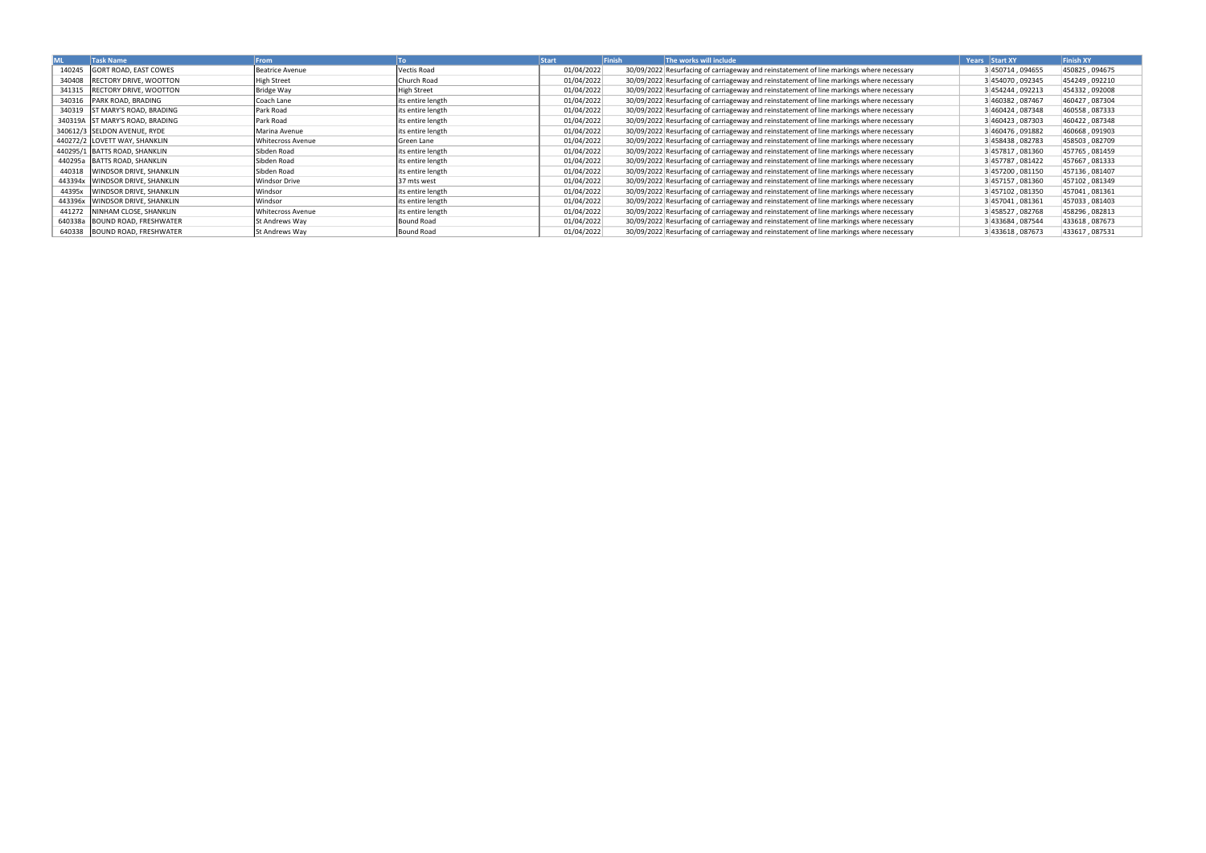| ML | Task Name | From | To | Start | Finish | The works will include | Years | Start XY | Finish XY |
|---|---|---|---|---|---|---|---|---|---|
| 140245 | GORT ROAD, EAST COWES | Beatrice Avenue | Vectis Road | 01/04/2022 | 30/09/2022 | Resurfacing of carriageway and reinstatement of line markings where necessary | 3 | 450714 , 094655 | 450825 , 094675 |
| 340408 | RECTORY DRIVE, WOOTTON | High Street | Church Road | 01/04/2022 | 30/09/2022 | Resurfacing of carriageway and reinstatement of line markings where necessary | 3 | 454070 , 092345 | 454249 , 092210 |
| 341315 | RECTORY DRIVE, WOOTTON | Bridge Way | High Street | 01/04/2022 | 30/09/2022 | Resurfacing of carriageway and reinstatement of line markings where necessary | 3 | 454244 , 092213 | 454332 , 092008 |
| 340316 | PARK ROAD, BRADING | Coach Lane | its entire length | 01/04/2022 | 30/09/2022 | Resurfacing of carriageway and reinstatement of line markings where necessary | 3 | 460382 , 087467 | 460427 , 087304 |
| 340319 | ST MARY'S ROAD, BRADING | Park Road | its entire length | 01/04/2022 | 30/09/2022 | Resurfacing of carriageway and reinstatement of line markings where necessary | 3 | 460424 , 087348 | 460558 , 087333 |
| 340319A | ST MARY'S ROAD, BRADING | Park Road | its entire length | 01/04/2022 | 30/09/2022 | Resurfacing of carriageway and reinstatement of line markings where necessary | 3 | 460423 , 087303 | 460422 , 087348 |
| 340612/3 | SELDON AVENUE, RYDE | Marina Avenue | its entire length | 01/04/2022 | 30/09/2022 | Resurfacing of carriageway and reinstatement of line markings where necessary | 3 | 460476 , 091882 | 460668 , 091903 |
| 440272/2 | LOVETT WAY, SHANKLIN | Whitecross Avenue | Green Lane | 01/04/2022 | 30/09/2022 | Resurfacing of carriageway and reinstatement of line markings where necessary | 3 | 458438 , 082783 | 458503 , 082709 |
| 440295/1 | BATTS ROAD, SHANKLIN | Sibden Road | its entire length | 01/04/2022 | 30/09/2022 | Resurfacing of carriageway and reinstatement of line markings where necessary | 3 | 457817 , 081360 | 457765 , 081459 |
| 440295a | BATTS ROAD, SHANKLIN | Sibden Road | its entire length | 01/04/2022 | 30/09/2022 | Resurfacing of carriageway and reinstatement of line markings where necessary | 3 | 457787 , 081422 | 457667 , 081333 |
| 440318 | WINDSOR DRIVE, SHANKLIN | Sibden Road | its entire length | 01/04/2022 | 30/09/2022 | Resurfacing of carriageway and reinstatement of line markings where necessary | 3 | 457200 , 081150 | 457136 , 081407 |
| 443394x | WINDSOR DRIVE, SHANKLIN | Windsor Drive | 37 mts west | 01/04/2022 | 30/09/2022 | Resurfacing of carriageway and reinstatement of line markings where necessary | 3 | 457157 , 081360 | 457102 , 081349 |
| 44395x | WINDSOR DRIVE, SHANKLIN | Windsor | its entire length | 01/04/2022 | 30/09/2022 | Resurfacing of carriageway and reinstatement of line markings where necessary | 3 | 457102 , 081350 | 457041 , 081361 |
| 443396x | WINDSOR DRIVE, SHANKLIN | Windsor | its entire length | 01/04/2022 | 30/09/2022 | Resurfacing of carriageway and reinstatement of line markings where necessary | 3 | 457041 , 081361 | 457033 , 081403 |
| 441272 | NINHAM CLOSE, SHANKLIN | Whitecross Avenue | its entire length | 01/04/2022 | 30/09/2022 | Resurfacing of carriageway and reinstatement of line markings where necessary | 3 | 458527 , 082768 | 458296 , 082813 |
| 640338a | BOUND ROAD, FRESHWATER | St Andrews Way | Bound Road | 01/04/2022 | 30/09/2022 | Resurfacing of carriageway and reinstatement of line markings where necessary | 3 | 433684 , 087544 | 433618 , 087673 |
| 640338 | BOUND ROAD, FRESHWATER | St Andrews Way | Bound Road | 01/04/2022 | 30/09/2022 | Resurfacing of carriageway and reinstatement of line markings where necessary | 3 | 433618 , 087673 | 433617 , 087531 |